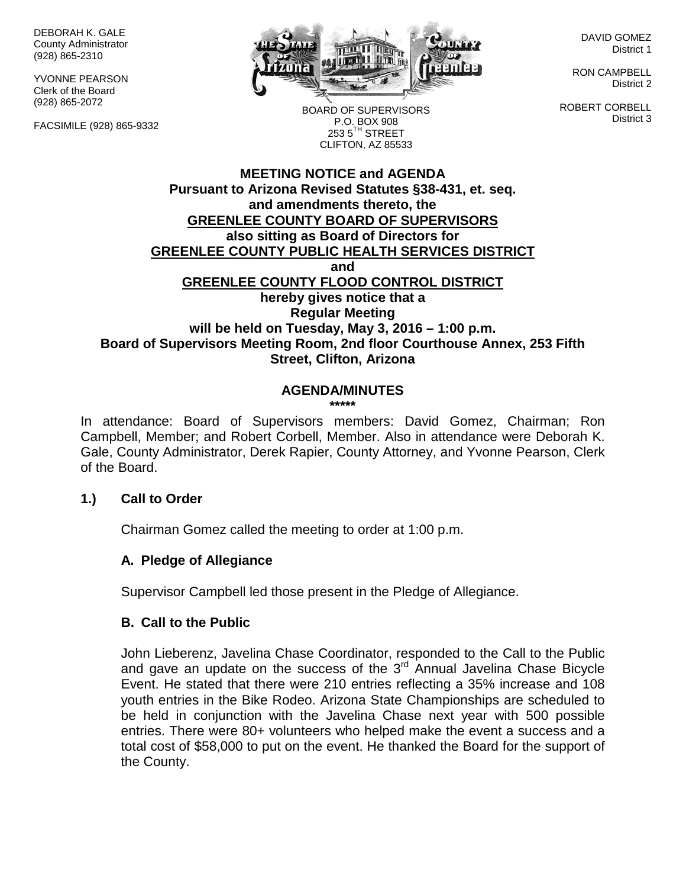DEBORAH K. GALE
County Administrator
(928) 865-2310

YVONNE PEARSON
Clerk of the Board
(928) 865-2072

FACSIMILE (928) 865-9332

BOARD OF SUPERVISORS
P.O. BOX 908
253 5TH STREET
CLIFTON, AZ 85533

DAVID GOMEZ
District 1

RON CAMPBELL
District 2

ROBERT CORBELL
District 3

**MEETING NOTICE and AGENDA**
**Pursuant to Arizona Revised Statutes §38-431, et. seq.**
**and amendments thereto, the**
**GREENLEE COUNTY BOARD OF SUPERVISORS**
**also sitting as Board of Directors for**
**GREENLEE COUNTY PUBLIC HEALTH SERVICES DISTRICT**
**and**
**GREENLEE COUNTY FLOOD CONTROL DISTRICT**
**hereby gives notice that a**
**Regular Meeting**
**will be held on Tuesday, May 3, 2016 – 1:00 p.m.**
**Board of Supervisors Meeting Room, 2nd floor Courthouse Annex, 253 Fifth Street, Clifton, Arizona**

**AGENDA/MINUTES**
**\*\*\*\*\***

In attendance: Board of Supervisors members: David Gomez, Chairman; Ron Campbell, Member; and Robert Corbell, Member. Also in attendance were Deborah K. Gale, County Administrator, Derek Rapier, County Attorney, and Yvonne Pearson, Clerk of the Board.

**1.) Call to Order**

Chairman Gomez called the meeting to order at 1:00 p.m.

**A. Pledge of Allegiance**

Supervisor Campbell led those present in the Pledge of Allegiance.

**B. Call to the Public**

John Lieberenz, Javelina Chase Coordinator, responded to the Call to the Public and gave an update on the success of the 3rd Annual Javelina Chase Bicycle Event. He stated that there were 210 entries reflecting a 35% increase and 108 youth entries in the Bike Rodeo. Arizona State Championships are scheduled to be held in conjunction with the Javelina Chase next year with 500 possible entries. There were 80+ volunteers who helped make the event a success and a total cost of $58,000 to put on the event. He thanked the Board for the support of the County.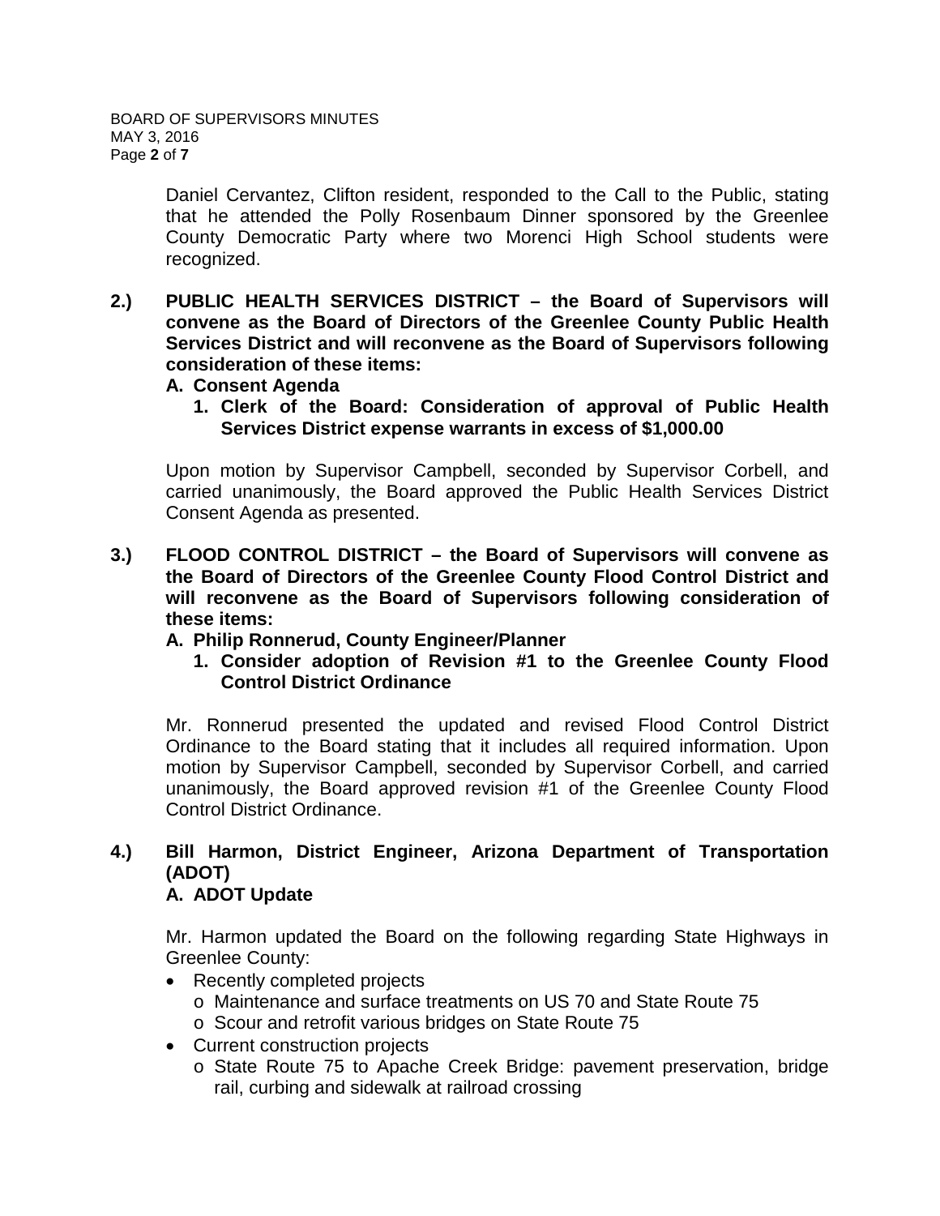Daniel Cervantez, Clifton resident, responded to the Call to the Public, stating that he attended the Polly Rosenbaum Dinner sponsored by the Greenlee County Democratic Party where two Morenci High School students were recognized.

**2.) PUBLIC HEALTH SERVICES DISTRICT – the Board of Supervisors will convene as the Board of Directors of the Greenlee County Public Health Services District and will reconvene as the Board of Supervisors following consideration of these items:**

**A. Consent Agenda**

**1. Clerk of the Board: Consideration of approval of Public Health Services District expense warrants in excess of $1,000.00**

Upon motion by Supervisor Campbell, seconded by Supervisor Corbell, and carried unanimously, the Board approved the Public Health Services District Consent Agenda as presented.

**3.) FLOOD CONTROL DISTRICT – the Board of Supervisors will convene as the Board of Directors of the Greenlee County Flood Control District and will reconvene as the Board of Supervisors following consideration of these items:**

**A. Philip Ronnerud, County Engineer/Planner**

**1. Consider adoption of Revision #1 to the Greenlee County Flood Control District Ordinance**

Mr. Ronnerud presented the updated and revised Flood Control District Ordinance to the Board stating that it includes all required information. Upon motion by Supervisor Campbell, seconded by Supervisor Corbell, and carried unanimously, the Board approved revision #1 of the Greenlee County Flood Control District Ordinance.

**4.) Bill Harmon, District Engineer, Arizona Department of Transportation (ADOT)**

**A. ADOT Update**

Mr. Harmon updated the Board on the following regarding State Highways in Greenlee County:

- Recently completed projects
  - Maintenance and surface treatments on US 70 and State Route 75
  - Scour and retrofit various bridges on State Route 75
- Current construction projects
  - State Route 75 to Apache Creek Bridge: pavement preservation, bridge rail, curbing and sidewalk at railroad crossing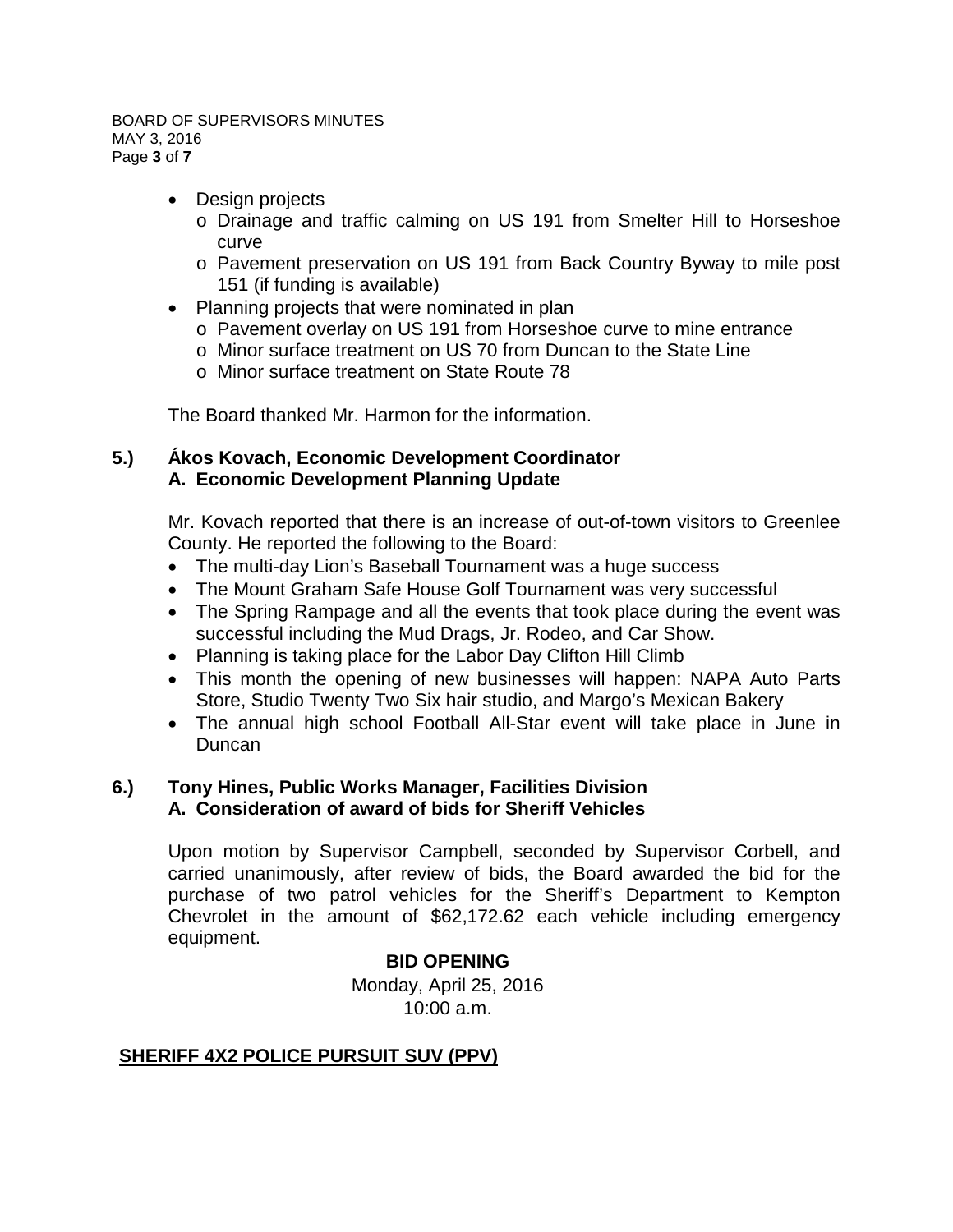- Design projects
  - Drainage and traffic calming on US 191 from Smelter Hill to Horseshoe curve
  - Pavement preservation on US 191 from Back Country Byway to mile post 151 (if funding is available)
- Planning projects that were nominated in plan
  - Pavement overlay on US 191 from Horseshoe curve to mine entrance
  - Minor surface treatment on US 70 from Duncan to the State Line
  - Minor surface treatment on State Route 78

The Board thanked Mr. Harmon for the information.

**5.) Ákos Kovach, Economic Development Coordinator**
**A. Economic Development Planning Update**

Mr. Kovach reported that there is an increase of out-of-town visitors to Greenlee County. He reported the following to the Board:

- The multi-day Lion's Baseball Tournament was a huge success
- The Mount Graham Safe House Golf Tournament was very successful
- The Spring Rampage and all the events that took place during the event was successful including the Mud Drags, Jr. Rodeo, and Car Show.
- Planning is taking place for the Labor Day Clifton Hill Climb
- This month the opening of new businesses will happen: NAPA Auto Parts Store, Studio Twenty Two Six hair studio, and Margo's Mexican Bakery
- The annual high school Football All-Star event will take place in June in Duncan

**6.) Tony Hines, Public Works Manager, Facilities Division**
**A. Consideration of award of bids for Sheriff Vehicles**

Upon motion by Supervisor Campbell, seconded by Supervisor Corbell, and carried unanimously, after review of bids, the Board awarded the bid for the purchase of two patrol vehicles for the Sheriff's Department to Kempton Chevrolet in the amount of $62,172.62 each vehicle including emergency equipment.

**BID OPENING**
Monday, April 25, 2016
10:00 a.m.

**SHERIFF 4X2 POLICE PURSUIT SUV (PPV)**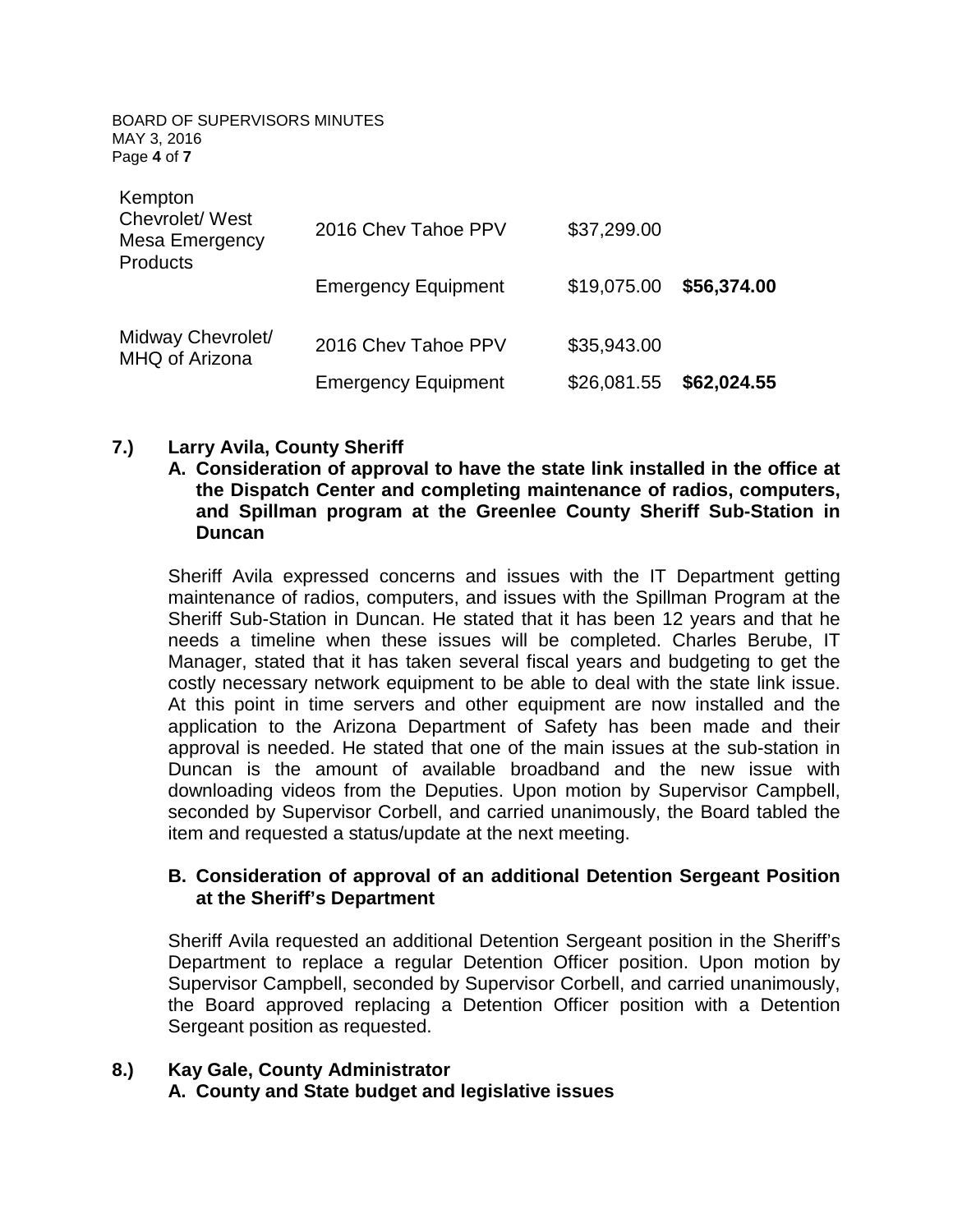| | | | |
|---|---|---|---|
| Kempton Chevrolet/ West Mesa Emergency Products | 2016 Chev Tahoe PPV | $37,299.00 | |
| | Emergency Equipment | $19,075.00 | **$56,374.00** |
| Midway Chevrolet/ MHQ of Arizona | 2016 Chev Tahoe PPV | $35,943.00 | |
| | Emergency Equipment | $26,081.55 | **$62,024.55** |

**7.) Larry Avila, County Sheriff**

**A. Consideration of approval to have the state link installed in the office at the Dispatch Center and completing maintenance of radios, computers, and Spillman program at the Greenlee County Sheriff Sub-Station in Duncan**

Sheriff Avila expressed concerns and issues with the IT Department getting maintenance of radios, computers, and issues with the Spillman Program at the Sheriff Sub-Station in Duncan. He stated that it has been 12 years and that he needs a timeline when these issues will be completed. Charles Berube, IT Manager, stated that it has taken several fiscal years and budgeting to get the costly necessary network equipment to be able to deal with the state link issue. At this point in time servers and other equipment are now installed and the application to the Arizona Department of Safety has been made and their approval is needed. He stated that one of the main issues at the sub-station in Duncan is the amount of available broadband and the new issue with downloading videos from the Deputies. Upon motion by Supervisor Campbell, seconded by Supervisor Corbell, and carried unanimously, the Board tabled the item and requested a status/update at the next meeting.

**B. Consideration of approval of an additional Detention Sergeant Position at the Sheriff's Department**

Sheriff Avila requested an additional Detention Sergeant position in the Sheriff's Department to replace a regular Detention Officer position. Upon motion by Supervisor Campbell, seconded by Supervisor Corbell, and carried unanimously, the Board approved replacing a Detention Officer position with a Detention Sergeant position as requested.

**8.) Kay Gale, County Administrator**

**A. County and State budget and legislative issues**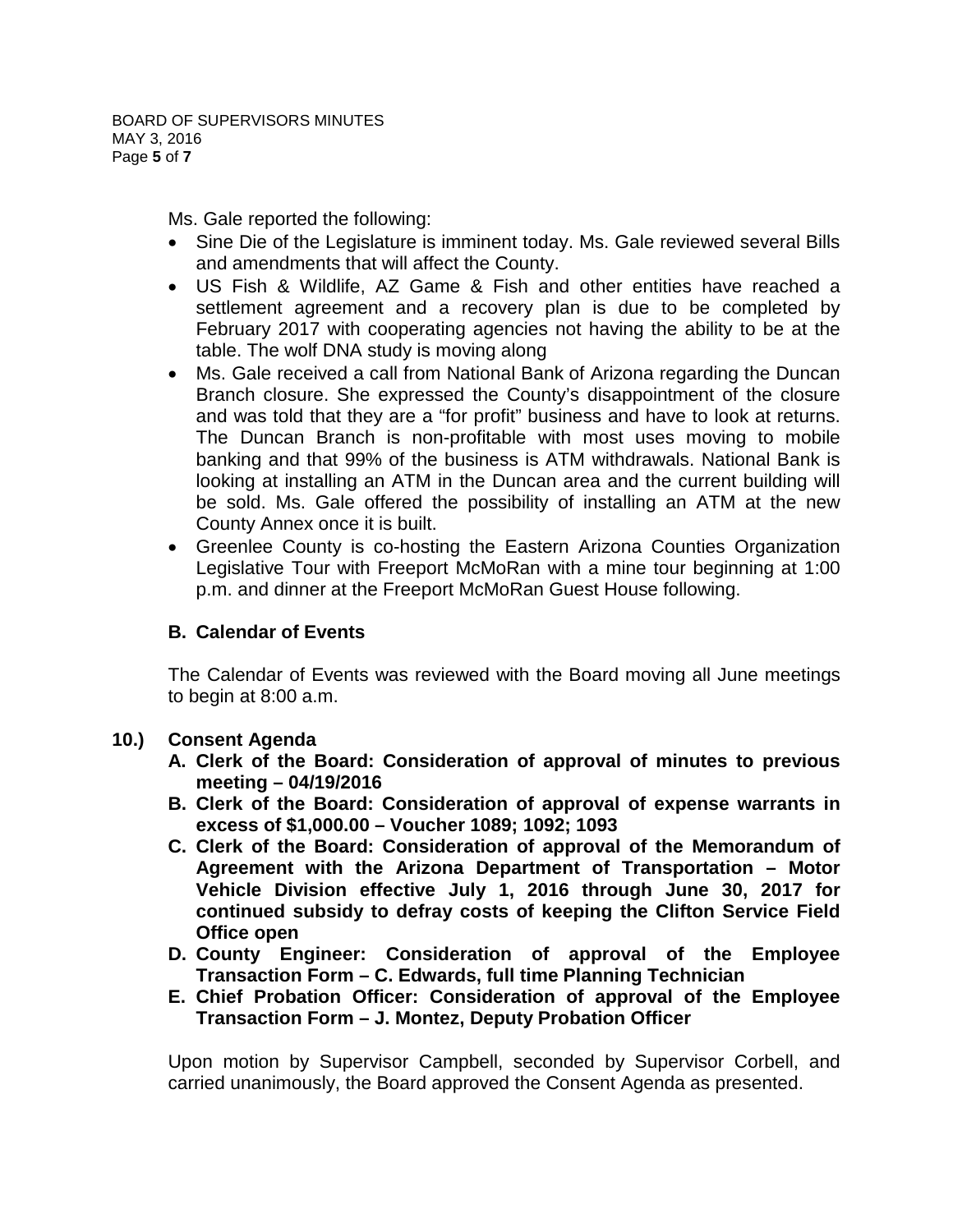Ms. Gale reported the following:

- Sine Die of the Legislature is imminent today. Ms. Gale reviewed several Bills and amendments that will affect the County.
- US Fish & Wildlife, AZ Game & Fish and other entities have reached a settlement agreement and a recovery plan is due to be completed by February 2017 with cooperating agencies not having the ability to be at the table. The wolf DNA study is moving along
- Ms. Gale received a call from National Bank of Arizona regarding the Duncan Branch closure. She expressed the County's disappointment of the closure and was told that they are a "for profit" business and have to look at returns. The Duncan Branch is non-profitable with most uses moving to mobile banking and that 99% of the business is ATM withdrawals. National Bank is looking at installing an ATM in the Duncan area and the current building will be sold. Ms. Gale offered the possibility of installing an ATM at the new County Annex once it is built.
- Greenlee County is co-hosting the Eastern Arizona Counties Organization Legislative Tour with Freeport McMoRan with a mine tour beginning at 1:00 p.m. and dinner at the Freeport McMoRan Guest House following.

**B. Calendar of Events**

The Calendar of Events was reviewed with the Board moving all June meetings to begin at 8:00 a.m.

**10.) Consent Agenda**

**A. Clerk of the Board: Consideration of approval of minutes to previous meeting – 04/19/2016**

**B. Clerk of the Board: Consideration of approval of expense warrants in excess of $1,000.00 – Voucher 1089; 1092; 1093**

**C. Clerk of the Board: Consideration of approval of the Memorandum of Agreement with the Arizona Department of Transportation – Motor Vehicle Division effective July 1, 2016 through June 30, 2017 for continued subsidy to defray costs of keeping the Clifton Service Field Office open**

**D. County Engineer: Consideration of approval of the Employee Transaction Form – C. Edwards, full time Planning Technician**

**E. Chief Probation Officer: Consideration of approval of the Employee Transaction Form – J. Montez, Deputy Probation Officer**

Upon motion by Supervisor Campbell, seconded by Supervisor Corbell, and carried unanimously, the Board approved the Consent Agenda as presented.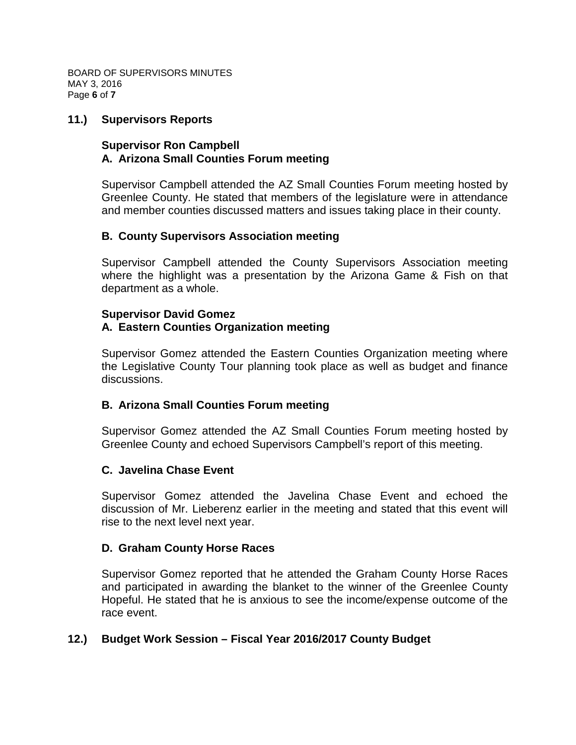## 11.) Supervisors Reports

### Supervisor Ron Campbell

### A. Arizona Small Counties Forum meeting

Supervisor Campbell attended the AZ Small Counties Forum meeting hosted by Greenlee County. He stated that members of the legislature were in attendance and member counties discussed matters and issues taking place in their county.

### B. County Supervisors Association meeting

Supervisor Campbell attended the County Supervisors Association meeting where the highlight was a presentation by the Arizona Game & Fish on that department as a whole.

### Supervisor David Gomez

### A. Eastern Counties Organization meeting

Supervisor Gomez attended the Eastern Counties Organization meeting where the Legislative County Tour planning took place as well as budget and finance discussions.

### B. Arizona Small Counties Forum meeting

Supervisor Gomez attended the AZ Small Counties Forum meeting hosted by Greenlee County and echoed Supervisors Campbell's report of this meeting.

### C. Javelina Chase Event

Supervisor Gomez attended the Javelina Chase Event and echoed the discussion of Mr. Lieberenz earlier in the meeting and stated that this event will rise to the next level next year.

### D. Graham County Horse Races

Supervisor Gomez reported that he attended the Graham County Horse Races and participated in awarding the blanket to the winner of the Greenlee County Hopeful. He stated that he is anxious to see the income/expense outcome of the race event.

## 12.) Budget Work Session – Fiscal Year 2016/2017 County Budget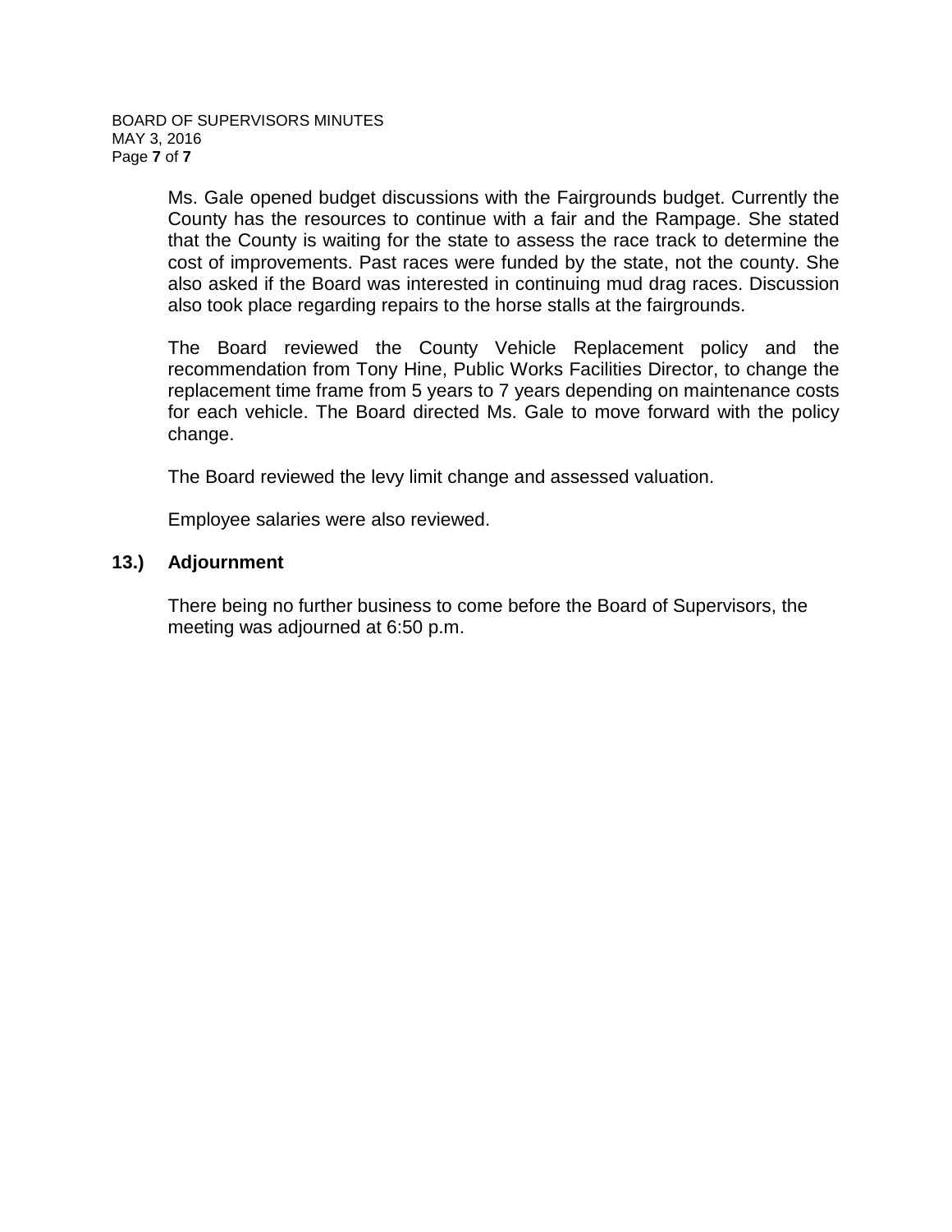Ms. Gale opened budget discussions with the Fairgrounds budget. Currently the County has the resources to continue with a fair and the Rampage. She stated that the County is waiting for the state to assess the race track to determine the cost of improvements. Past races were funded by the state, not the county. She also asked if the Board was interested in continuing mud drag races. Discussion also took place regarding repairs to the horse stalls at the fairgrounds.

The Board reviewed the County Vehicle Replacement policy and the recommendation from Tony Hine, Public Works Facilities Director, to change the replacement time frame from 5 years to 7 years depending on maintenance costs for each vehicle. The Board directed Ms. Gale to move forward with the policy change.

The Board reviewed the levy limit change and assessed valuation.

Employee salaries were also reviewed.

## 13.) Adjournment

There being no further business to come before the Board of Supervisors, the meeting was adjourned at 6:50 p.m.